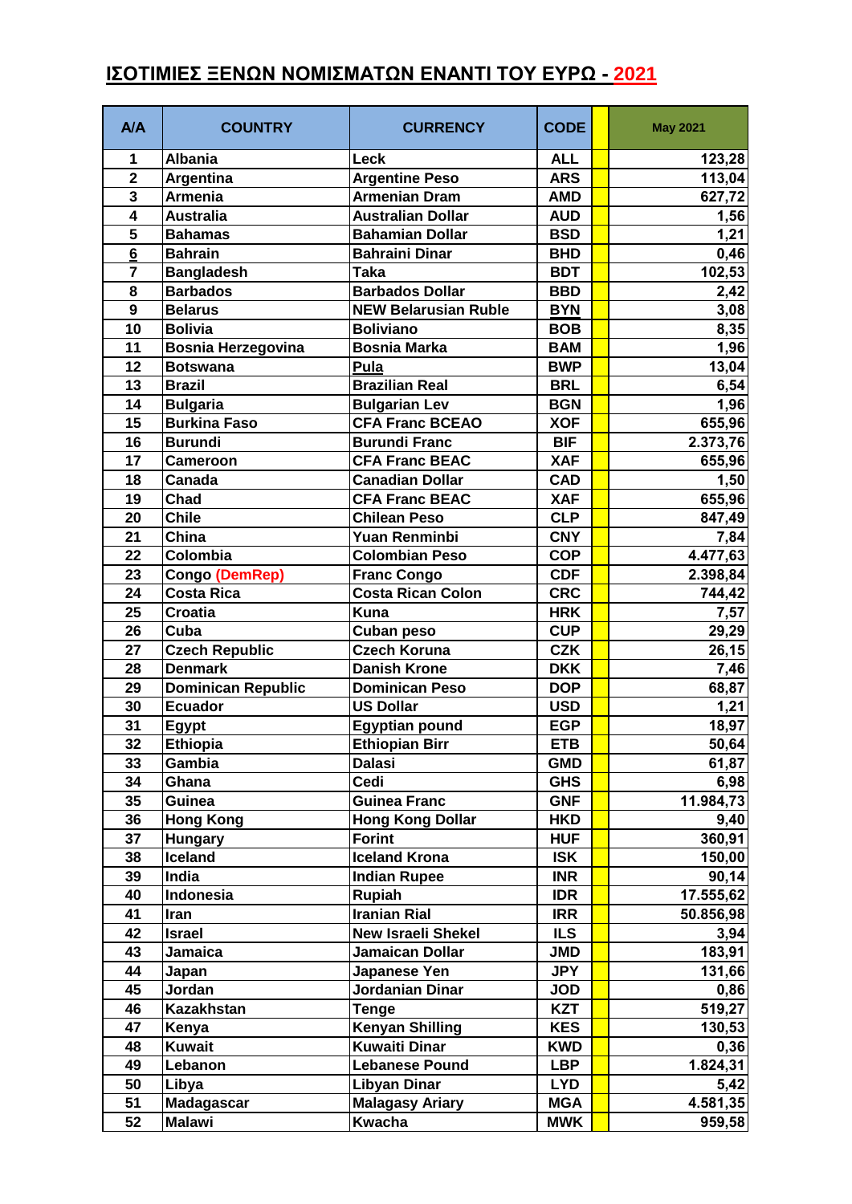## ΙΣΟΤΙΜΙΕΣ ΞΕΝΩΝ ΝΟΜΙΣΜΑΤΩΝ ΕΝΑΝΤΙ ΤΟΥ ΕΥΡΩ - 2021

| A/A | COUNTRY | CURRENCY | CODE | | May 2021 |
|---|---|---|---|---|---|
| 1 | Albania | Leck | ALL | | 123,28 |
| 2 | Argentina | Argentine Peso | ARS | | 113,04 |
| 3 | Armenia | Armenian Dram | AMD | | 627,72 |
| 4 | Australia | Australian Dollar | AUD | | 1,56 |
| 5 | Bahamas | Bahamian Dollar | BSD | | 1,21 |
| 6 | Bahrain | Bahraini Dinar | BHD | | 0,46 |
| 7 | Bangladesh | Taka | BDT | | 102,53 |
| 8 | Barbados | Barbados Dollar | BBD | | 2,42 |
| 9 | Belarus | NEW Belarusian Ruble | BYN | | 3,08 |
| 10 | Bolivia | Boliviano | BOB | | 8,35 |
| 11 | Bosnia Herzegovina | Bosnia Marka | BAM | | 1,96 |
| 12 | Botswana | Pula | BWP | | 13,04 |
| 13 | Brazil | Brazilian Real | BRL | | 6,54 |
| 14 | Bulgaria | Bulgarian Lev | BGN | | 1,96 |
| 15 | Burkina Faso | CFA Franc BCEAO | XOF | | 655,96 |
| 16 | Burundi | Burundi Franc | BIF | | 2.373,76 |
| 17 | Cameroon | CFA Franc BEAC | XAF | | 655,96 |
| 18 | Canada | Canadian Dollar | CAD | | 1,50 |
| 19 | Chad | CFA Franc BEAC | XAF | | 655,96 |
| 20 | Chile | Chilean Peso | CLP | | 847,49 |
| 21 | China | Yuan Renminbi | CNY | | 7,84 |
| 22 | Colombia | Colombian Peso | COP | | 4.477,63 |
| 23 | Congo (DemRep) | Franc Congo | CDF | | 2.398,84 |
| 24 | Costa Rica | Costa Rican Colon | CRC | | 744,42 |
| 25 | Croatia | Kuna | HRK | | 7,57 |
| 26 | Cuba | Cuban peso | CUP | | 29,29 |
| 27 | Czech Republic | Czech Koruna | CZK | | 26,15 |
| 28 | Denmark | Danish Krone | DKK | | 7,46 |
| 29 | Dominican Republic | Dominican Peso | DOP | | 68,87 |
| 30 | Ecuador | US Dollar | USD | | 1,21 |
| 31 | Egypt | Egyptian pound | EGP | | 18,97 |
| 32 | Ethiopia | Ethiopian Birr | ETB | | 50,64 |
| 33 | Gambia | Dalasi | GMD | | 61,87 |
| 34 | Ghana | Cedi | GHS | | 6,98 |
| 35 | Guinea | Guinea Franc | GNF | | 11.984,73 |
| 36 | Hong Kong | Hong Kong Dollar | HKD | | 9,40 |
| 37 | Hungary | Forint | HUF | | 360,91 |
| 38 | Iceland | Iceland Krona | ISK | | 150,00 |
| 39 | India | Indian Rupee | INR | | 90,14 |
| 40 | Indonesia | Rupiah | IDR | | 17.555,62 |
| 41 | Iran | Iranian Rial | IRR | | 50.856,98 |
| 42 | Israel | New Israeli Shekel | ILS | | 3,94 |
| 43 | Jamaica | Jamaican Dollar | JMD | | 183,91 |
| 44 | Japan | Japanese Yen | JPY | | 131,66 |
| 45 | Jordan | Jordanian Dinar | JOD | | 0,86 |
| 46 | Kazakhstan | Tenge | KZT | | 519,27 |
| 47 | Kenya | Kenyan Shilling | KES | | 130,53 |
| 48 | Kuwait | Kuwaiti Dinar | KWD | | 0,36 |
| 49 | Lebanon | Lebanese Pound | LBP | | 1.824,31 |
| 50 | Libya | Libyan Dinar | LYD | | 5,42 |
| 51 | Madagascar | Malagasy Ariary | MGA | | 4.581,35 |
| 52 | Malawi | Kwacha | MWK | | 959,58 |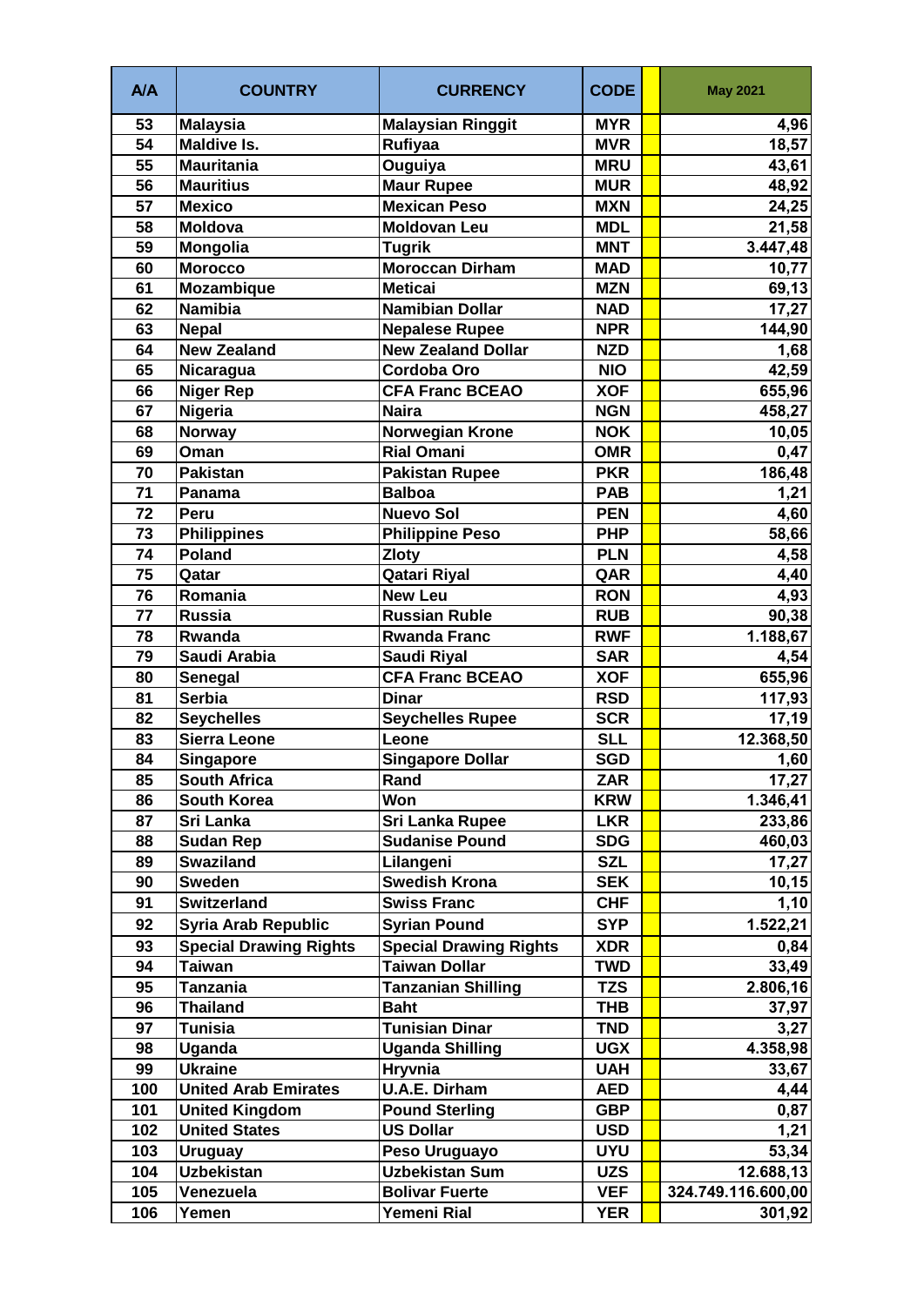| A/A | COUNTRY | CURRENCY | CODE | | May 2021 |
|---|---|---|---|---|---|
| 53 | Malaysia | Malaysian Ringgit | MYR | | 4,96 |
| 54 | Maldive Is. | Rufiyaa | MVR | | 18,57 |
| 55 | Mauritania | Ouguiya | MRU | | 43,61 |
| 56 | Mauritius | Maur Rupee | MUR | | 48,92 |
| 57 | Mexico | Mexican Peso | MXN | | 24,25 |
| 58 | Moldova | Moldovan Leu | MDL | | 21,58 |
| 59 | Mongolia | Tugrik | MNT | | 3.447,48 |
| 60 | Morocco | Moroccan Dirham | MAD | | 10,77 |
| 61 | Mozambique | Meticai | MZN | | 69,13 |
| 62 | Namibia | Namibian Dollar | NAD | | 17,27 |
| 63 | Nepal | Nepalese Rupee | NPR | | 144,90 |
| 64 | New Zealand | New Zealand Dollar | NZD | | 1,68 |
| 65 | Nicaragua | Cordoba Oro | NIO | | 42,59 |
| 66 | Niger Rep | CFA Franc BCEAO | XOF | | 655,96 |
| 67 | Nigeria | Naira | NGN | | 458,27 |
| 68 | Norway | Norwegian Krone | NOK | | 10,05 |
| 69 | Oman | Rial Omani | OMR | | 0,47 |
| 70 | Pakistan | Pakistan Rupee | PKR | | 186,48 |
| 71 | Panama | Balboa | PAB | | 1,21 |
| 72 | Peru | Nuevo Sol | PEN | | 4,60 |
| 73 | Philippines | Philippine Peso | PHP | | 58,66 |
| 74 | Poland | Zloty | PLN | | 4,58 |
| 75 | Qatar | Qatari Riyal | QAR | | 4,40 |
| 76 | Romania | New Leu | RON | | 4,93 |
| 77 | Russia | Russian Ruble | RUB | | 90,38 |
| 78 | Rwanda | Rwanda Franc | RWF | | 1.188,67 |
| 79 | Saudi Arabia | Saudi Riyal | SAR | | 4,54 |
| 80 | Senegal | CFA Franc BCEAO | XOF | | 655,96 |
| 81 | Serbia | Dinar | RSD | | 117,93 |
| 82 | Seychelles | Seychelles Rupee | SCR | | 17,19 |
| 83 | Sierra Leone | Leone | SLL | | 12.368,50 |
| 84 | Singapore | Singapore Dollar | SGD | | 1,60 |
| 85 | South Africa | Rand | ZAR | | 17,27 |
| 86 | South Korea | Won | KRW | | 1.346,41 |
| 87 | Sri Lanka | Sri Lanka Rupee | LKR | | 233,86 |
| 88 | Sudan Rep | Sudanise Pound | SDG | | 460,03 |
| 89 | Swaziland | Lilangeni | SZL | | 17,27 |
| 90 | Sweden | Swedish Krona | SEK | | 10,15 |
| 91 | Switzerland | Swiss Franc | CHF | | 1,10 |
| 92 | Syria Arab Republic | Syrian Pound | SYP | | 1.522,21 |
| 93 | Special Drawing Rights | Special Drawing Rights | XDR | | 0,84 |
| 94 | Taiwan | Taiwan Dollar | TWD | | 33,49 |
| 95 | Tanzania | Tanzanian Shilling | TZS | | 2.806,16 |
| 96 | Thailand | Baht | THB | | 37,97 |
| 97 | Tunisia | Tunisian Dinar | TND | | 3,27 |
| 98 | Uganda | Uganda Shilling | UGX | | 4.358,98 |
| 99 | Ukraine | Hryvnia | UAH | | 33,67 |
| 100 | United Arab Emirates | U.A.E. Dirham | AED | | 4,44 |
| 101 | United Kingdom | Pound Sterling | GBP | | 0,87 |
| 102 | United States | US Dollar | USD | | 1,21 |
| 103 | Uruguay | Peso Uruguayo | UYU | | 53,34 |
| 104 | Uzbekistan | Uzbekistan Sum | UZS | | 12.688,13 |
| 105 | Venezuela | Bolivar Fuerte | VEF | | 324.749.116.600,00 |
| 106 | Yemen | Yemeni Rial | YER | | 301,92 |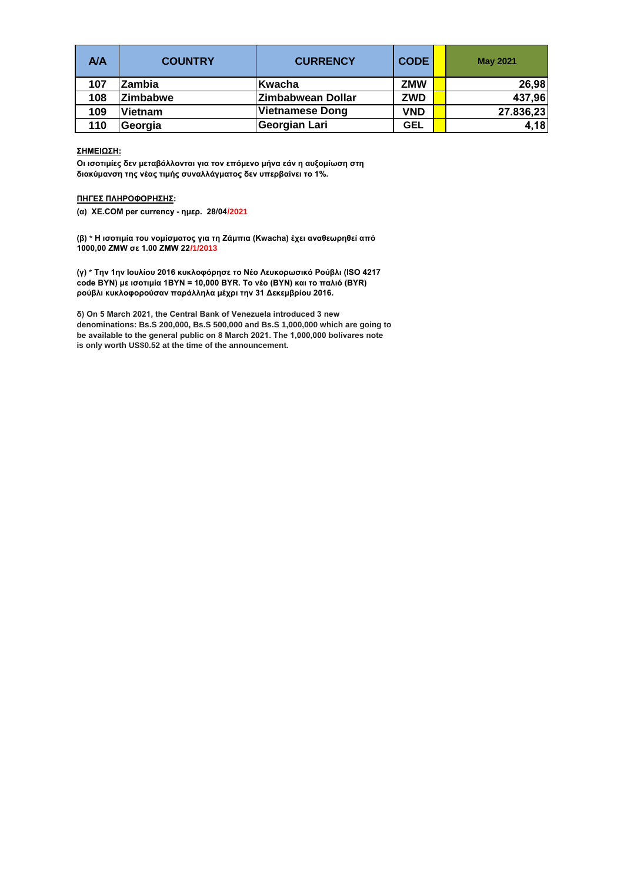| A/A | COUNTRY | CURRENCY | CODE | | May 2021 |
|---|---|---|---|---|---|
| 107 | Zambia | Kwacha | ZMW | | 26,98 |
| 108 | Zimbabwe | Zimbabwean Dollar | ZWD | | 437,96 |
| 109 | Vietnam | Vietnamese Dong | VND | | 27.836,23 |
| 110 | Georgia | Georgian Lari | GEL | | 4,18 |

**ΣΗΜΕΙΩΣΗ:**

**Οι ισοτιμίες δεν μεταβάλλονται για τον επόμενο μήνα εάν η αυξομίωση στη διακύμανση της νέας τιμής συναλλάγματος δεν υπερβαίνει το 1%.**

**ΠΗΓΕΣ ΠΛΗΡΟΦΟΡΗΣΗΣ:**

**(α) XE.COM per currency - ημερ. 28/04/2021**

**(β) * Η ισοτιμία του νομίσματος για τη Ζάμπια (Kwacha) έχει αναθεωρηθεί από 1000,00 ZMW σε 1.00 ZMW 22/1/2013**

**(γ) * Την 1ην Ιουλίου 2016 κυκλοφόρησε το Νέο Λευκορωσικό Ρούβλι (ISO 4217 code BYN) με ισοτιμία 1BYN = 10,000 BYR. Το νέο (BYN) και το παλιό (BYR) ρούβλι κυκλοφορούσαν παράλληλα μέχρι την 31 Δεκεμβρίου 2016.**

**δ) On 5 March 2021, the Central Bank of Venezuela introduced 3 new denominations: Bs.S 200,000, Bs.S 500,000 and Bs.S 1,000,000 which are going to be available to the general public on 8 March 2021. The 1,000,000 bolívares note is only worth US$0.52 at the time of the announcement.**